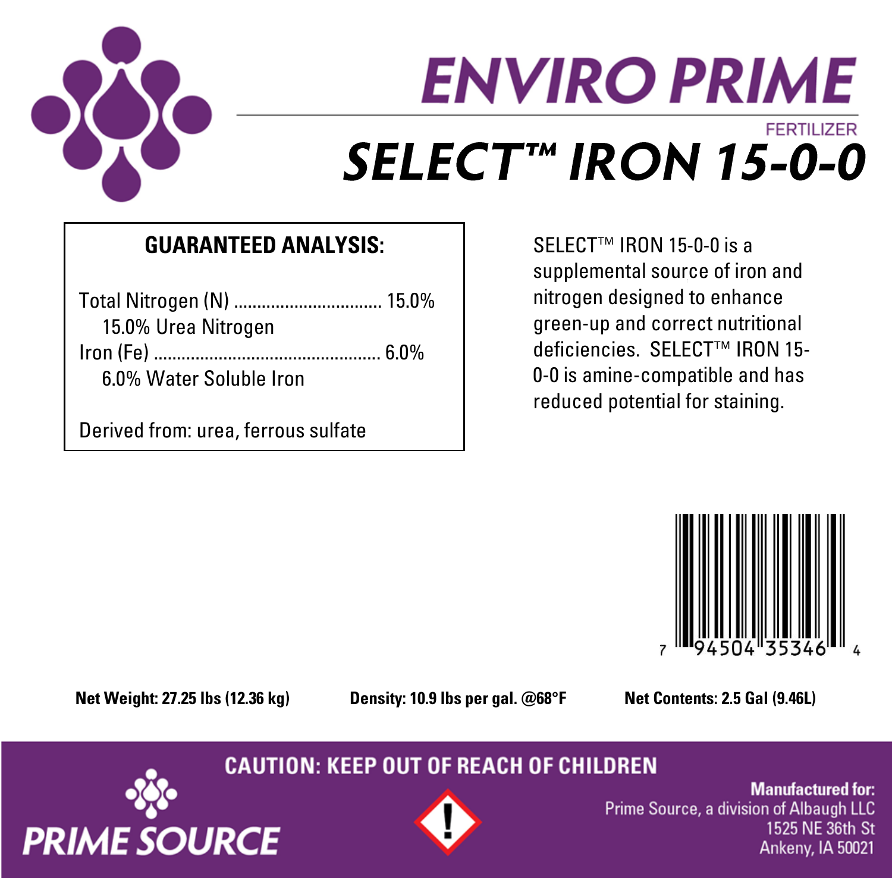# ENVIRO PRIME

FERTILIZER

# SELECT™ IRON 15-0-0

**GUARANTEED ANALYSIS:**

Total Nitrogen (N) ................................ 15.0%
  15.0% Urea Nitrogen
Iron (Fe) ................................................ 6.0%
  6.0% Water Soluble Iron

Derived from: urea, ferrous sulfate

SELECT™ IRON 15-0-0 is a supplemental source of iron and nitrogen designed to enhance green-up and correct nutritional deficiencies. SELECT™ IRON 15-0-0 is amine-compatible and has reduced potential for staining.

7 94504 35346 4

**Net Weight: 27.25 lbs (12.36 kg)** **Density: 10.9 lbs per gal. @68°F** **Net Contents: 2.5 Gal (9.46L)**

**CAUTION: KEEP OUT OF REACH OF CHILDREN**

PRIME SOURCE

**Manufactured for:**
Prime Source, a division of Albaugh LLC
1525 NE 36th St
Ankeny, IA 50021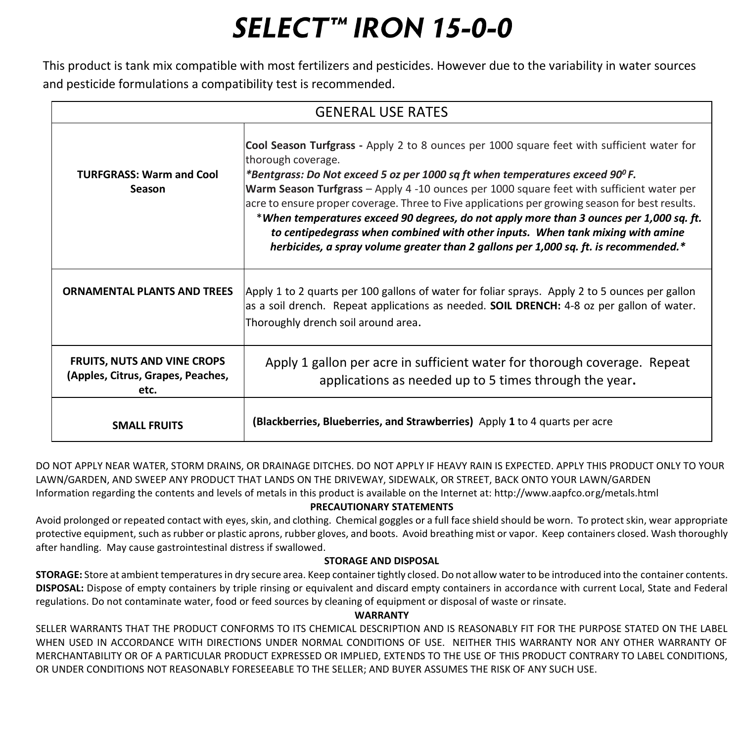# SELECT™ IRON 15-0-0

This product is tank mix compatible with most fertilizers and pesticides. However due to the variability in water sources and pesticide formulations a compatibility test is recommended.

| GENERAL USE RATES | |
|---|---|
| **TURFGRASS: Warm and Cool Season** | **Cool Season Turfgrass -** Apply 2 to 8 ounces per 1000 square feet with sufficient water for thorough coverage. ***Bentgrass: Do Not exceed 5 oz per 1000 sq ft when temperatures exceed 90$^0$ F.** **Warm Season Turfgrass** – Apply 4 -10 ounces per 1000 square feet with sufficient water per acre to ensure proper coverage. Three to Five applications per growing season for best results. **When temperatures exceed 90 degrees, do not apply more than 3 ounces per 1,000 sq. ft. to centipedegrass when combined with other inputs. When tank mixing with amine herbicides, a spray volume greater than 2 gallons per 1,000 sq. ft. is recommended.** |
| **ORNAMENTAL PLANTS AND TREES** | Apply 1 to 2 quarts per 100 gallons of water for foliar sprays. Apply 2 to 5 ounces per gallon as a soil drench. Repeat applications as needed. **SOIL DRENCH:** 4-8 oz per gallon of water. Thoroughly drench soil around area. |
| **FRUITS, NUTS AND VINE CROPS (Apples, Citrus, Grapes, Peaches, etc.** | Apply 1 gallon per acre in sufficient water for thorough coverage. Repeat applications as needed up to 5 times through the year. |
| **SMALL FRUITS** | **(Blackberries, Blueberries, and Strawberries)** Apply **1** to 4 quarts per acre |

DO NOT APPLY NEAR WATER, STORM DRAINS, OR DRAINAGE DITCHES. DO NOT APPLY IF HEAVY RAIN IS EXPECTED. APPLY THIS PRODUCT ONLY TO YOUR LAWN/GARDEN, AND SWEEP ANY PRODUCT THAT LANDS ON THE DRIVEWAY, SIDEWALK, OR STREET, BACK ONTO YOUR LAWN/GARDEN
Information regarding the contents and levels of metals in this product is available on the Internet at: http://www.aapfco.org/metals.html

**PRECAUTIONARY STATEMENTS**

Avoid prolonged or repeated contact with eyes, skin, and clothing. Chemical goggles or a full face shield should be worn. To protect skin, wear appropriate protective equipment, such as rubber or plastic aprons, rubber gloves, and boots. Avoid breathing mist or vapor. Keep containers closed. Wash thoroughly after handling. May cause gastrointestinal distress if swallowed.

**STORAGE AND DISPOSAL**

**STORAGE:** Store at ambient temperatures in dry secure area. Keep container tightly closed. Do not allow water to be introduced into the container contents.
**DISPOSAL:** Dispose of empty containers by triple rinsing or equivalent and discard empty containers in accordance with current Local, State and Federal regulations. Do not contaminate water, food or feed sources by cleaning of equipment or disposal of waste or rinsate.

**WARRANTY**

SELLER WARRANTS THAT THE PRODUCT CONFORMS TO ITS CHEMICAL DESCRIPTION AND IS REASONABLY FIT FOR THE PURPOSE STATED ON THE LABEL WHEN USED IN ACCORDANCE WITH DIRECTIONS UNDER NORMAL CONDITIONS OF USE. NEITHER THIS WARRANTY NOR ANY OTHER WARRANTY OF MERCHANTABILITY OR OF A PARTICULAR PRODUCT EXPRESSED OR IMPLIED, EXTENDS TO THE USE OF THIS PRODUCT CONTRARY TO LABEL CONDITIONS, OR UNDER CONDITIONS NOT REASONABLY FORESEEABLE TO THE SELLER; AND BUYER ASSUMES THE RISK OF ANY SUCH USE.